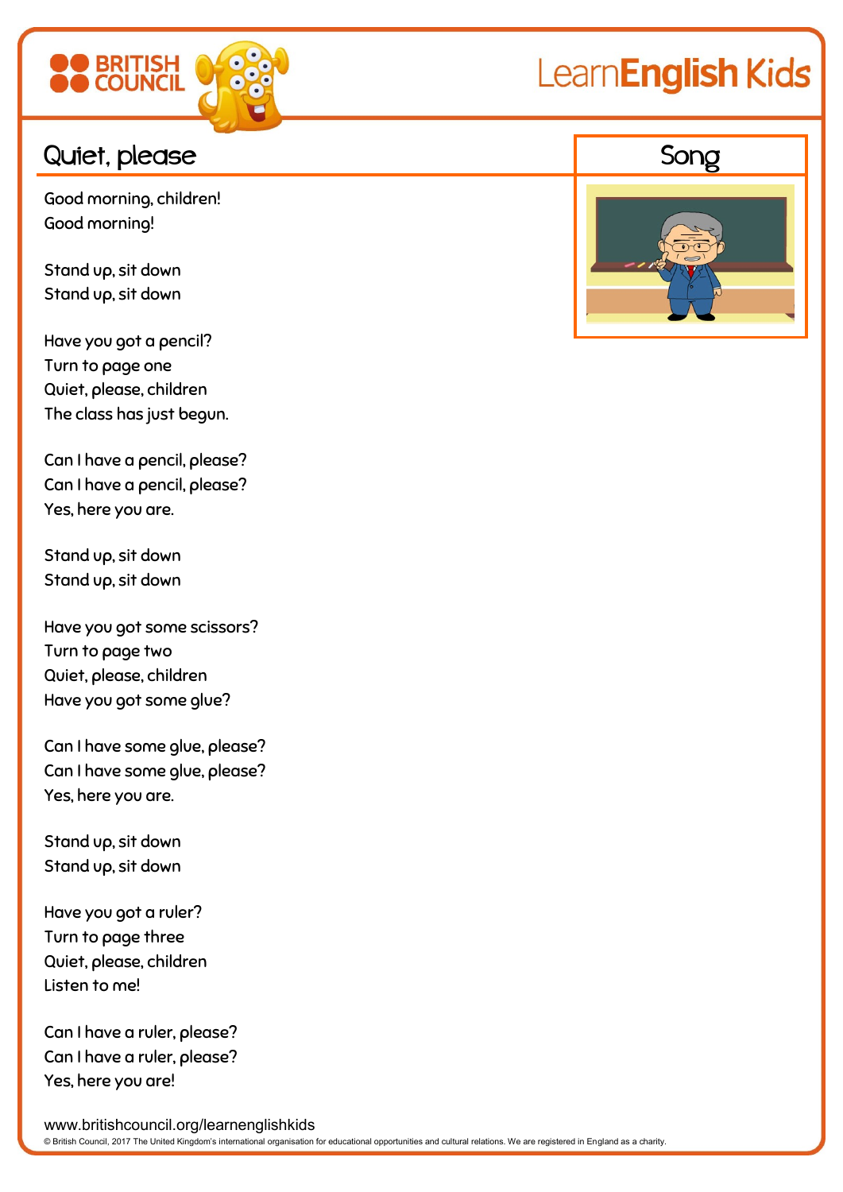# Quiet, please

## Song

Good morning, children!
Good morning!

Stand up, sit down
Stand up, sit down

Have you got a pencil?
Turn to page one
Quiet, please, children
The class has just begun.

Can I have a pencil, please?
Can I have a pencil, please?
Yes, here you are.

Stand up, sit down
Stand up, sit down

Have you got some scissors?
Turn to page two
Quiet, please, children
Have you got some glue?

Can I have some glue, please?
Can I have some glue, please?
Yes, here you are.

Stand up, sit down
Stand up, sit down

Have you got a ruler?
Turn to page three
Quiet, please, children
Listen to me!

Can I have a ruler, please?
Can I have a ruler, please?
Yes, here you are!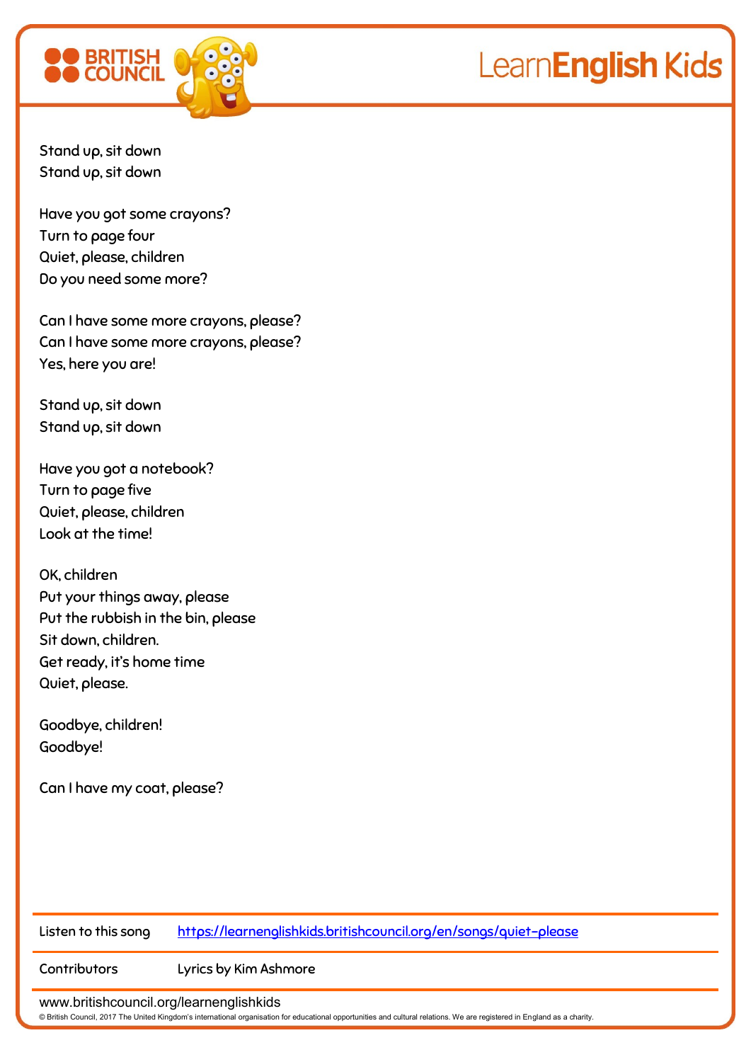Stand up, sit down
Stand up, sit down

Have you got some crayons?
Turn to page four
Quiet, please, children
Do you need some more?

Can I have some more crayons, please?
Can I have some more crayons, please?
Yes, here you are!

Stand up, sit down
Stand up, sit down

Have you got a notebook?
Turn to page five
Quiet, please, children
Look at the time!

OK, children
Put your things away, please
Put the rubbish in the bin, please
Sit down, children.
Get ready, it's home time
Quiet, please.

Goodbye, children!
Goodbye!

Can I have my coat, please?

| | |
|---|---|
| Listen to this song | https://learnenglishkids.britishcouncil.org/en/songs/quiet-please |
| Contributors | Lyrics by Kim Ashmore |